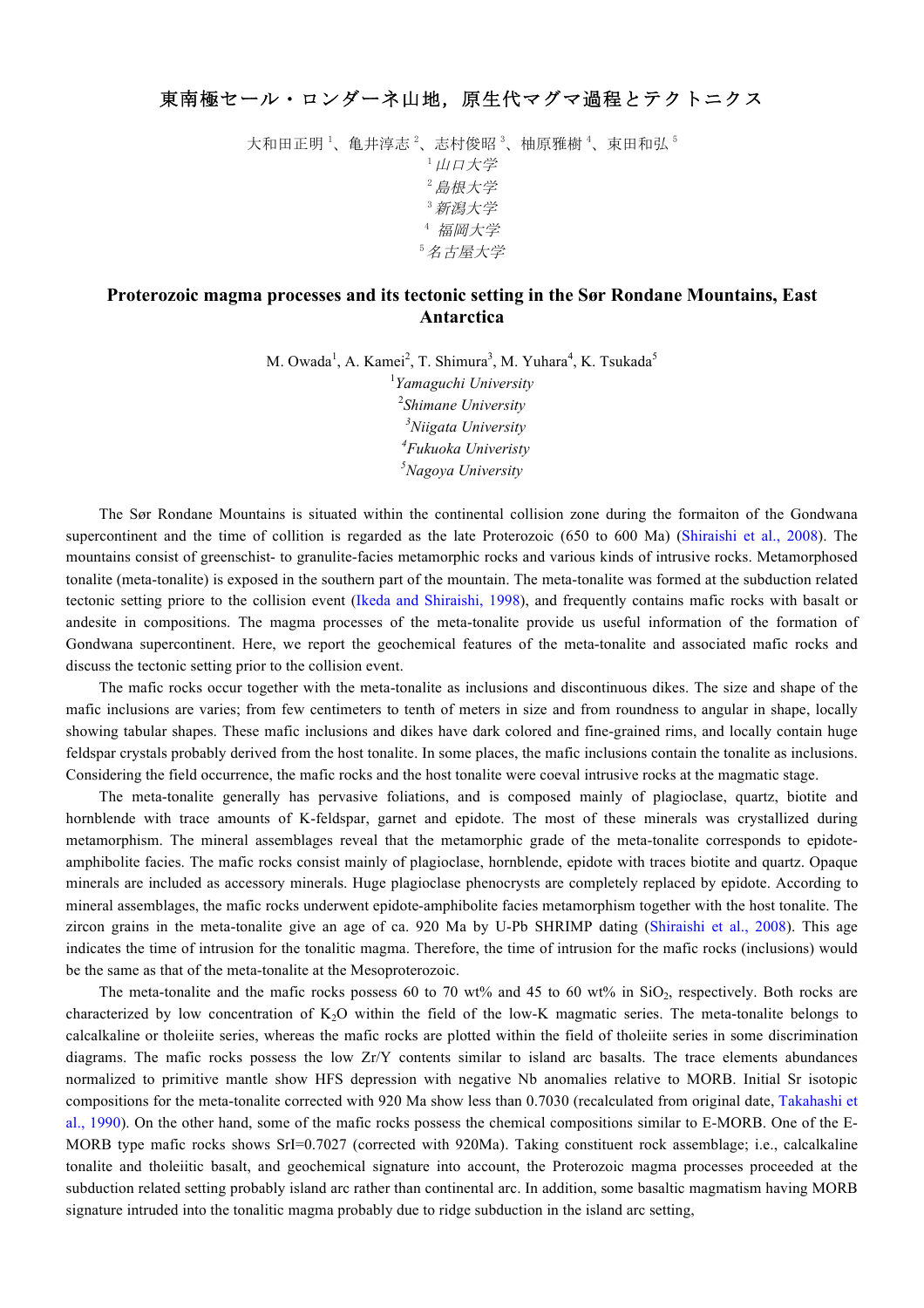# 東南極セール・ロンダーネ山地，原生代マグマ過程とテクトニクス

大和田正明[1]、亀井淳志[2]、志村俊昭[3]、柚原雅樹[4]、束田和弘[5]

[1] *山口大学*

[2] *島根大学*

[3] *新潟大学*

[4] *福岡大学*

[5] *名古屋大学*

# Proterozoic magma processes and its tectonic setting in the Sør Rondane Mountains, East Antarctica

M. Owada[1], A. Kamei[2], T. Shimura[3], M. Yuhara[4], K. Tsukada[5]

[1] *Yamaguchi University*

[2] *Shimane University*

[3] *Niigata University*

[4] *Fukuoka Univeristy*

[5] *Nagoya University*

The Sør Rondane Mountains is situated within the continental collision zone during the formaiton of the Gondwana supercontinent and the time of collition is regarded as the late Proterozoic (650 to 600 Ma) (Shiraishi et al., 2008). The mountains consist of greenschist- to granulite-facies metamorphic rocks and various kinds of intrusive rocks. Metamorphosed tonalite (meta-tonalite) is exposed in the southern part of the mountain. The meta-tonalite was formed at the subduction related tectonic setting priore to the collision event (Ikeda and Shiraishi, 1998), and frequently contains mafic rocks with basalt or andesite in compositions. The magma processes of the meta-tonalite provide us useful information of the formation of Gondwana supercontinent. Here, we report the geochemical features of the meta-tonalite and associated mafic rocks and discuss the tectonic setting prior to the collision event.

The mafic rocks occur together with the meta-tonalite as inclusions and discontinuous dikes. The size and shape of the mafic inclusions are varies; from few centimeters to tenth of meters in size and from roundness to angular in shape, locally showing tabular shapes. These mafic inclusions and dikes have dark colored and fine-grained rims, and locally contain huge feldspar crystals probably derived from the host tonalite. In some places, the mafic inclusions contain the tonalite as inclusions. Considering the field occurrence, the mafic rocks and the host tonalite were coeval intrusive rocks at the magmatic stage.

The meta-tonalite generally has pervasive foliations, and is composed mainly of plagioclase, quartz, biotite and hornblende with trace amounts of K-feldspar, garnet and epidote. The most of these minerals was crystallized during metamorphism. The mineral assemblages reveal that the metamorphic grade of the meta-tonalite corresponds to epidote-amphibolite facies. The mafic rocks consist mainly of plagioclase, hornblende, epidote with traces biotite and quartz. Opaque minerals are included as accessory minerals. Huge plagioclase phenocrysts are completely replaced by epidote. According to mineral assemblages, the mafic rocks underwent epidote-amphibolite facies metamorphism together with the host tonalite. The zircon grains in the meta-tonalite give an age of ca. 920 Ma by U-Pb SHRIMP dating (Shiraishi et al., 2008). This age indicates the time of intrusion for the tonalitic magma. Therefore, the time of intrusion for the mafic rocks (inclusions) would be the same as that of the meta-tonalite at the Mesoproterozoic.

The meta-tonalite and the mafic rocks possess 60 to 70 wt% and 45 to 60 wt% in $SiO_2$, respectively. Both rocks are characterized by low concentration of $K_2O$ within the field of the low-K magmatic series. The meta-tonalite belongs to calcalkaline or tholeiite series, whereas the mafic rocks are plotted within the field of tholeiite series in some discrimination diagrams. The mafic rocks possess the low Zr/Y contents similar to island arc basalts. The trace elements abundances normalized to primitive mantle show low HFS depression with negative Nb anomalies relative to MORB. Initial Sr isotopic compositions for the meta-tonalite corrected with 920 Ma show less than 0.7030 (recalculated from original date, Takahashi et al., 1990). On the other hand, some of the mafic rocks possess the chemical compositions similar to E-MORB. One of the E-MORB type mafic rocks shows SrI=0.7027 (corrected with 920Ma). Taking constituent rock assemblage; i.e., calcalkaline tonalite and tholeiitic basalt, and geochemical signature into account, the Proterozoic magma processes proceeded at the subduction related setting probably island arc rather than continental arc. In addition, some basaltic magmatism having MORB signature intruded into the tonalitic magma probably due to ridge subduction in the island arc setting,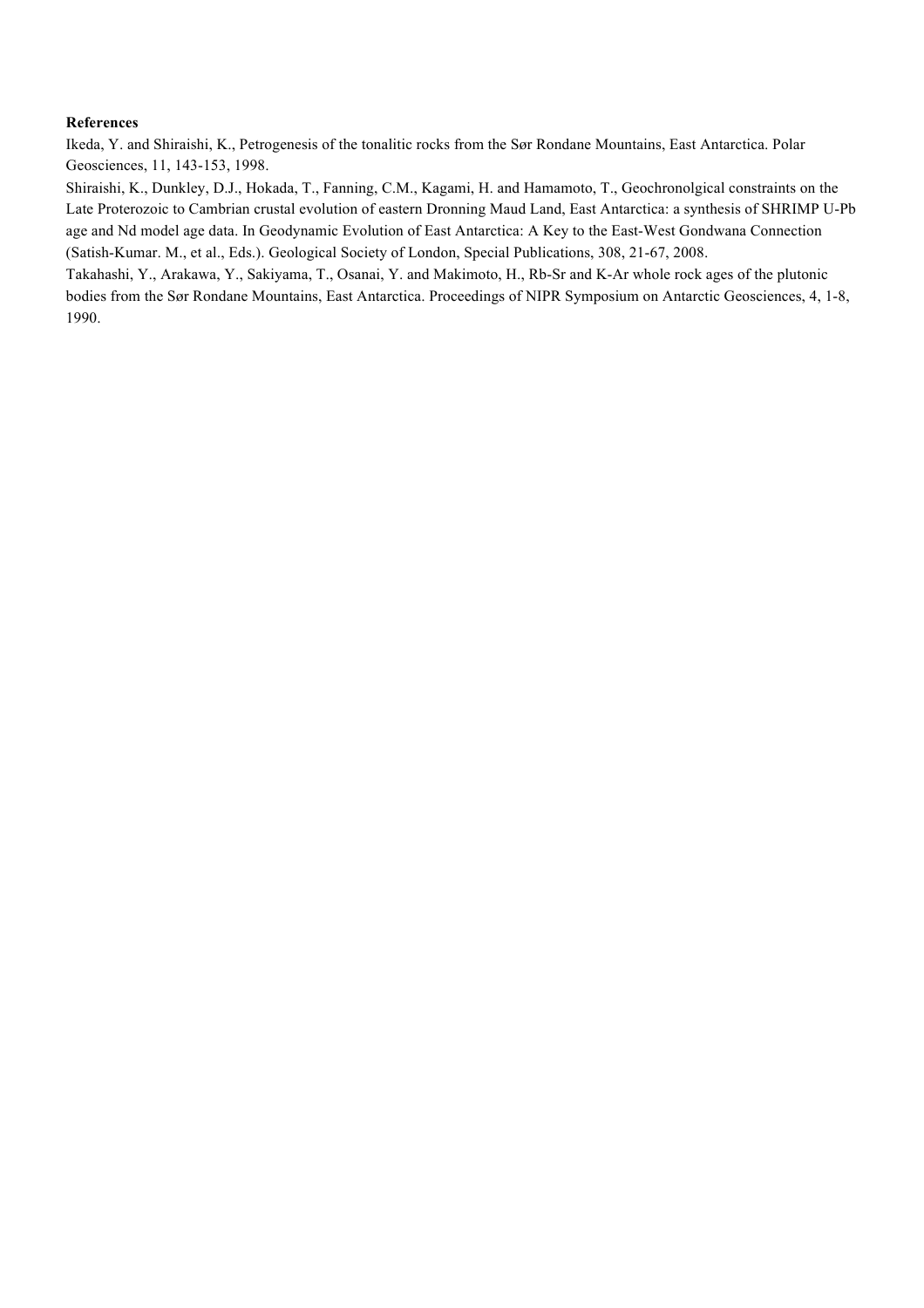**References**

Ikeda, Y. and Shiraishi, K., Petrogenesis of the tonalitic rocks from the Sør Rondane Mountains, East Antarctica. Polar Geosciences, 11, 143-153, 1998.

Shiraishi, K., Dunkley, D.J., Hokada, T., Fanning, C.M., Kagami, H. and Hamamoto, T., Geochronolgical constraints on the Late Proterozoic to Cambrian crustal evolution of eastern Dronning Maud Land, East Antarctica: a synthesis of SHRIMP U-Pb age and Nd model age data. In Geodynamic Evolution of East Antarctica: A Key to the East-West Gondwana Connection (Satish-Kumar. M., et al., Eds.). Geological Society of London, Special Publications, 308, 21-67, 2008.

Takahashi, Y., Arakawa, Y., Sakiyama, T., Osanai, Y. and Makimoto, H., Rb-Sr and K-Ar whole rock ages of the plutonic bodies from the Sør Rondane Mountains, East Antarctica. Proceedings of NIPR Symposium on Antarctic Geosciences, 4, 1-8, 1990.